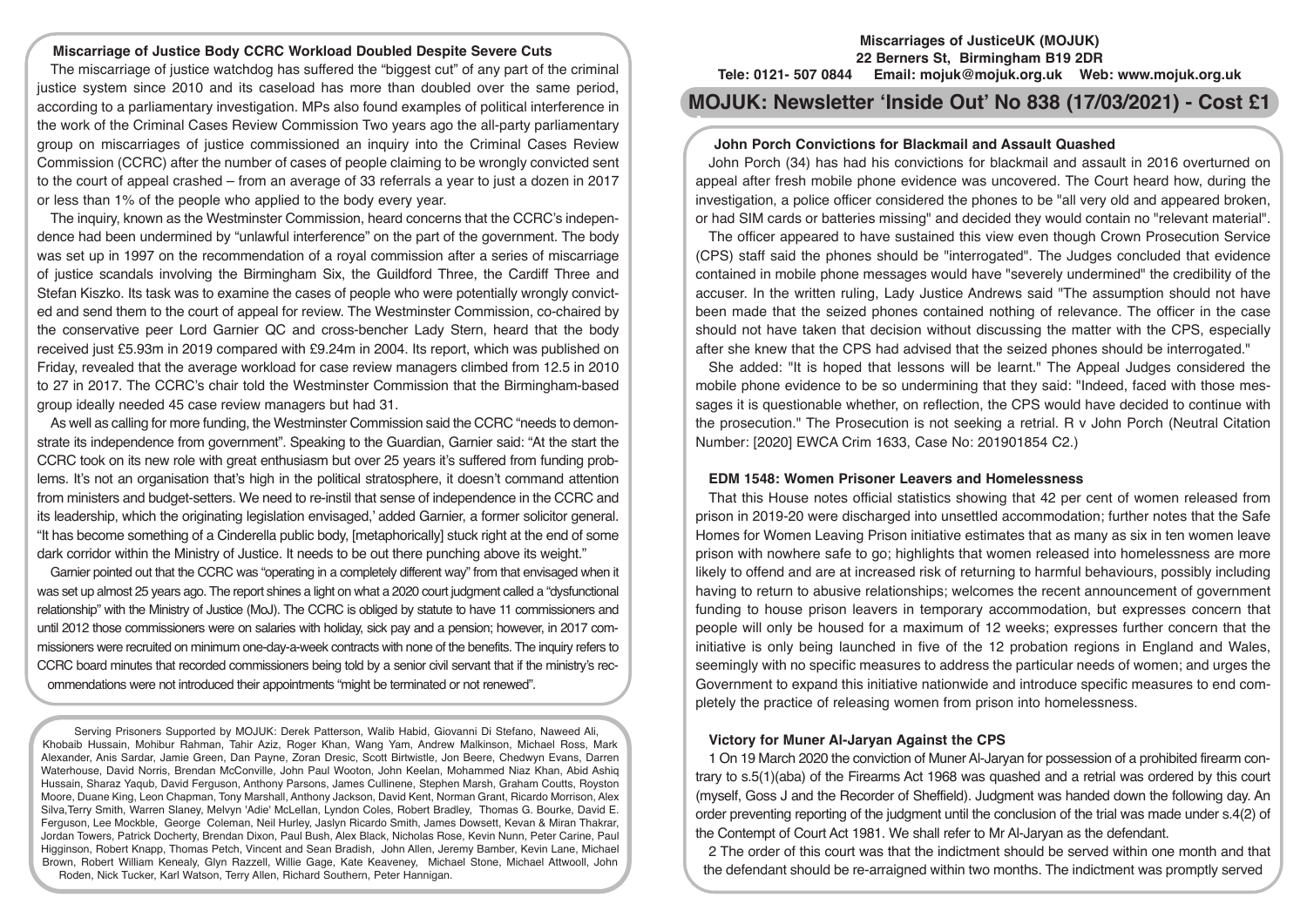## Miscarriage of Justice Body CCRC Workload Doubled Despite Severe Cuts

The miscarriage of justice watchdog has suffered the "biggest cut" of any part of the criminal justice system since 2010 and its caseload has more than doubled over the same period, according to a parliamentary investigation. MPs also found examples of political interference in the work of the Criminal Cases Review Commission Two years ago the all-party parliamentary group on miscarriages of justice commissioned an inquiry into the Criminal Cases Review Commission (CCRC) after the number of cases of people claiming to be wrongly convicted sent to the court of appeal crashed – from an average of 33 referrals a year to just a dozen in 2017 or less than 1% of the people who applied to the body every year.

The inquiry, known as the Westminster Commission, heard concerns that the CCRC's independence had been undermined by "unlawful interference" on the part of the government. The body was set up in 1997 on the recommendation of a royal commission after a series of miscarriage of justice scandals involving the Birmingham Six, the Guildford Three, the Cardiff Three and Stefan Kiszko. Its task was to examine the cases of people who were potentially wrongly convicted and send them to the court of appeal for review. The Westminster Commission, co-chaired by the conservative peer Lord Garnier QC and cross-bencher Lady Stern, heard that the body received just £5.93m in 2019 compared with £9.24m in 2004. Its report, which was published on Friday, revealed that the average workload for case review managers climbed from 12.5 in 2010 to 27 in 2017. The CCRC's chair told the Westminster Commission that the Birmingham-based group ideally needed 45 case review managers but had 31.

As well as calling for more funding, the Westminster Commission said the CCRC "needs to demonstrate its independence from government". Speaking to the Guardian, Garnier said: "At the start the CCRC took on its new role with great enthusiasm but over 25 years it's suffered from funding problems. It's not an organisation that's high in the political stratosphere, it doesn't command attention from ministers and budget-setters. We need to re-instil that sense of independence in the CCRC and its leadership, which the originating legislation envisaged,' added Garnier, a former solicitor general. "It has become something of a Cinderella public body, [metaphorically] stuck right at the end of some dark corridor within the Ministry of Justice. It needs to be out there punching above its weight."

Garnier pointed out that the CCRC was "operating in a completely different way" from that envisaged when it was set up almost 25 years ago. The report shines a light on what a 2020 court judgment called a "dysfunctional relationship" with the Ministry of Justice (MoJ). The CCRC is obliged by statute to have 11 commissioners and until 2012 those commissioners were on salaries with holiday, sick pay and a pension; however, in 2017 commissioners were recruited on minimum one-day-a-week contracts with none of the benefits. The inquiry refers to CCRC board minutes that recorded commissioners being told by a senior civil servant that if the ministry's recommendations were not introduced their appointments "might be terminated or not renewed".

Serving Prisoners Supported by MOJUK: Derek Patterson, Walib Habid, Giovanni Di Stefano, Naweed Ali, Khobaib Hussain, Mohibur Rahman, Tahir Aziz, Roger Khan, Wang Yam, Andrew Malkinson, Michael Ross, Mark Alexander, Anis Sardar, Jamie Green, Dan Payne, Zoran Dresic, Scott Birtwistle, Jon Beere, Chedwyn Evans, Darren Waterhouse, David Norris, Brendan McConville, John Paul Wooton, John Keelan, Mohammed Niaz Khan, Abid Ashiq Hussain, Sharaz Yaqub, David Ferguson, Anthony Parsons, James Cullinene, Stephen Marsh, Graham Coutts, Royston Moore, Duane King, Leon Chapman, Tony Marshall, Anthony Jackson, David Kent, Norman Grant, Ricardo Morrison, Alex Silva,Terry Smith, Warren Slaney, Melvyn 'Adie' McLellan, Lyndon Coles, Robert Bradley, Thomas G. Bourke, David E. Ferguson, Lee Mockble, George Coleman, Neil Hurley, Jaslyn Ricardo Smith, James Dowsett, Kevan & Miran Thakrar, Jordan Towers, Patrick Docherty, Brendan Dixon, Paul Bush, Alex Black, Nicholas Rose, Kevin Nunn, Peter Carine, Paul Higginson, Robert Knapp, Thomas Petch, Vincent and Sean Bradish, John Allen, Jeremy Bamber, Kevin Lane, Michael Brown, Robert William Kenealy, Glyn Razzell, Willie Gage, Kate Keaveney, Michael Stone, Michael Attwooll, John Roden, Nick Tucker, Karl Watson, Terry Allen, Richard Southern, Peter Hannigan.

**Miscarriages of JusticeUK (MOJUK)**
**22 Berners St, Birmingham B19 2DR**
**Tele: 0121- 507 0844 Email: mojuk@mojuk.org.uk Web: www.mojuk.org.uk**

# MOJUK: Newsletter 'Inside Out' No 838 (17/03/2021) - Cost £1

## John Porch Convictions for Blackmail and Assault Quashed

John Porch (34) has had his convictions for blackmail and assault in 2016 overturned on appeal after fresh mobile phone evidence was uncovered. The Court heard how, during the investigation, a police officer considered the phones to be "all very old and appeared broken, or had SIM cards or batteries missing" and decided they would contain no "relevant material".

The officer appeared to have sustained this view even though Crown Prosecution Service (CPS) staff said the phones should be "interrogated". The Judges concluded that evidence contained in mobile phone messages would have "severely undermined" the credibility of the accuser. In the written ruling, Lady Justice Andrews said "The assumption should not have been made that the seized phones contained nothing of relevance. The officer in the case should not have taken that decision without discussing the matter with the CPS, especially after she knew that the CPS had advised that the seized phones should be interrogated."

She added: "It is hoped that lessons will be learnt." The Appeal Judges considered the mobile phone evidence to be so undermining that they said: "Indeed, faced with those messages it is questionable whether, on reflection, the CPS would have decided to continue with the prosecution." The Prosecution is not seeking a retrial. R v John Porch (Neutral Citation Number: [2020] EWCA Crim 1633, Case No: 201901854 C2.)

## EDM 1548: Women Prisoner Leavers and Homelessness

That this House notes official statistics showing that 42 per cent of women released from prison in 2019-20 were discharged into unsettled accommodation; further notes that the Safe Homes for Women Leaving Prison initiative estimates that as many as six in ten women leave prison with nowhere safe to go; highlights that women released into homelessness are more likely to offend and are at increased risk of returning to harmful behaviours, possibly including having to return to abusive relationships; welcomes the recent announcement of government funding to house prison leavers in temporary accommodation, but expresses concern that people will only be housed for a maximum of 12 weeks; expresses further concern that the initiative is only being launched in five of the 12 probation regions in England and Wales, seemingly with no specific measures to address the particular needs of women; and urges the Government to expand this initiative nationwide and introduce specific measures to end completely the practice of releasing women from prison into homelessness.

## Victory for Muner Al-Jaryan Against the CPS

1 On 19 March 2020 the conviction of Muner Al-Jaryan for possession of a prohibited firearm contrary to s.5(1)(aba) of the Firearms Act 1968 was quashed and a retrial was ordered by this court (myself, Goss J and the Recorder of Sheffield). Judgment was handed down the following day. An order preventing reporting of the judgment until the conclusion of the trial was made under s.4(2) of the Contempt of Court Act 1981. We shall refer to Mr Al-Jaryan as the defendant.

2 The order of this court was that the indictment should be served within one month and that the defendant should be re-arraigned within two months. The indictment was promptly served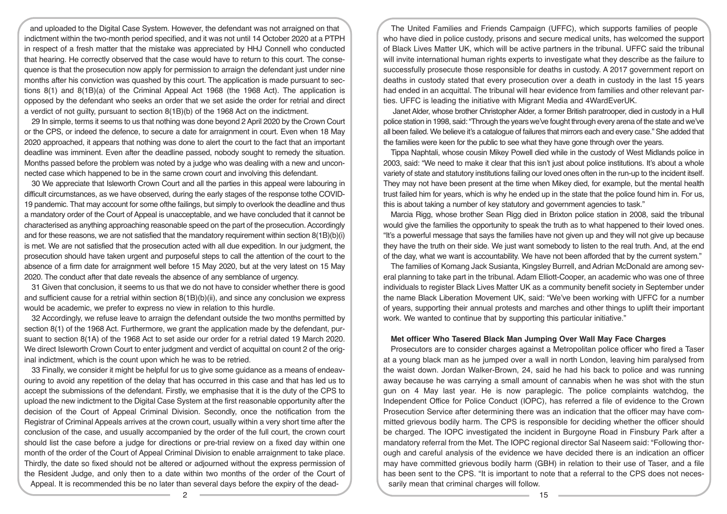and uploaded to the Digital Case System. However, the defendant was not arraigned on that indictment within the two-month period specified, and it was not until 14 October 2020 at a PTPH in respect of a fresh matter that the mistake was appreciated by HHJ Connell who conducted that hearing. He correctly observed that the case would have to return to this court. The consequence is that the prosecution now apply for permission to arraign the defendant just under nine months after his conviction was quashed by this court. The application is made pursuant to sections 8(1) and 8(1B)(a) of the Criminal Appeal Act 1968 (the 1968 Act). The application is opposed by the defendant who seeks an order that we set aside the order for retrial and direct a verdict of not guilty, pursuant to section 8(1B)(b) of the 1968 Act on the indictment.

29 In simple, terms it seems to us that nothing was done beyond 2 April 2020 by the Crown Court or the CPS, or indeed the defence, to secure a date for arraignment in court. Even when 18 May 2020 approached, it appears that nothing was done to alert the court to the fact that an important deadline was imminent. Even after the deadline passed, nobody sought to remedy the situation. Months passed before the problem was noted by a judge who was dealing with a new and unconnected case which happened to be in the same crown court and involving this defendant.

30 We appreciate that Isleworth Crown Court and all the parties in this appeal were labouring in difficult circumstances, as we have observed, during the early stages of the response tothe COVID-19 pandemic. That may account for some ofthe failings, but simply to overlook the deadline and thus a mandatory order of the Court of Appeal is unacceptable, and we have concluded that it cannot be characterised as anything approaching reasonable speed on the part of the prosecution. Accordingly and for these reasons, we are not satisfied that the mandatory requirement within section 8(1B)(b)(i) is met. We are not satisfied that the prosecution acted with all due expedition. In our judgment, the prosecution should have taken urgent and purposeful steps to call the attention of the court to the absence of a firm date for arraignment well before 15 May 2020, but at the very latest on 15 May 2020. The conduct after that date reveals the absence of any semblance of urgency.

31 Given that conclusion, it seems to us that we do not have to consider whether there is good and sufficient cause for a retrial within section 8(1B)(b)(ii), and since any conclusion we express would be academic, we prefer to express no view in relation to this hurdle.

32 Accordingly, we refuse leave to arraign the defendant outside the two months permitted by section 8(1) of the 1968 Act. Furthermore, we grant the application made by the defendant, pursuant to section 8(1A) of the 1968 Act to set aside our order for a retrial dated 19 March 2020. We direct Isleworth Crown Court to enter judgment and verdict of acquittal on count 2 of the original indictment, which is the count upon which he was to be retried.

33 Finally, we consider it might be helpful for us to give some guidance as a means of endeavouring to avoid any repetition of the delay that has occurred in this case and that has led us to accept the submissions of the defendant. Firstly, we emphasise that it is the duty of the CPS to upload the new indictment to the Digital Case System at the first reasonable opportunity after the decision of the Court of Appeal Criminal Division. Secondly, once the notification from the Registrar of Criminal Appeals arrives at the crown court, usually within a very short time after the conclusion of the case, and usually accompanied by the order of the full court, the crown court should list the case before a judge for directions or pre-trial review on a fixed day within one month of the order of the Court of Appeal Criminal Division to enable arraignment to take place. Thirdly, the date so fixed should not be altered or adjourned without the express permission of the Resident Judge, and only then to a date within two months of the order of the Court of Appeal. It is recommended this be no later than several days before the expiry of the dead-

The United Families and Friends Campaign (UFFC), which supports families of people who have died in police custody, prisons and secure medical units, has welcomed the support of Black Lives Matter UK, which will be active partners in the tribunal. UFFC said the tribunal will invite international human rights experts to investigate what they describe as the failure to successfully prosecute those responsible for deaths in custody. A 2017 government report on deaths in custody stated that every prosecution over a death in custody in the last 15 years had ended in an acquittal. The tribunal will hear evidence from families and other relevant parties. UFFC is leading the initiative with Migrant Media and 4WardEverUK.

Janet Alder, whose brother Christopher Alder, a former British paratrooper, died in custody in a Hull police station in 1998, said: "Through the years we've fought through every arena of the state and we've all been failed. We believe it's a catalogue of failures that mirrors each and every case." She added that the families were keen for the public to see what they have gone through over the years.

Tippa Naphtali, whose cousin Mikey Powell died while in the custody of West Midlands police in 2003, said: "We need to make it clear that this isn't just about police institutions. It's about a whole variety of state and statutory institutions failing our loved ones often in the run-up to the incident itself. They may not have been present at the time when Mikey died, for example, but the mental health trust failed him for years, which is why he ended up in the state that the police found him in. For us, this is about taking a number of key statutory and government agencies to task."

Marcia Rigg, whose brother Sean Rigg died in Brixton police station in 2008, said the tribunal would give the families the opportunity to speak the truth as to what happened to their loved ones. "It's a powerful message that says the families have not given up and they will not give up because they have the truth on their side. We just want somebody to listen to the real truth. And, at the end of the day, what we want is accountability. We have not been afforded that by the current system."

The families of Komang Jack Susianta, Kingsley Burrell, and Adrian McDonald are among several planning to take part in the tribunal. Adam Elliott-Cooper, an academic who was one of three individuals to register Black Lives Matter UK as a community benefit society in September under the name Black Liberation Movement UK, said: "We've been working with UFFC for a number of years, supporting their annual protests and marches and other things to uplift their important work. We wanted to continue that by supporting this particular initiative."

### Met officer Who Tasered Black Man Jumping Over Wall May Face Charges

Prosecutors are to consider charges against a Metropolitan police officer who fired a Taser at a young black man as he jumped over a wall in north London, leaving him paralysed from the waist down. Jordan Walker-Brown, 24, said he had his back to police and was running away because he was carrying a small amount of cannabis when he was shot with the stun gun on 4 May last year. He is now paraplegic. The police complaints watchdog, the Independent Office for Police Conduct (IOPC), has referred a file of evidence to the Crown Prosecution Service after determining there was an indication that the officer may have committed grievous bodily harm. The CPS is responsible for deciding whether the officer should be charged. The IOPC investigated the incident in Burgoyne Road in Finsbury Park after a mandatory referral from the Met. The IOPC regional director Sal Naseem said: "Following thorough and careful analysis of the evidence we have decided there is an indication an officer may have committed grievous bodily harm (GBH) in relation to their use of Taser, and a file has been sent to the CPS. "It is important to note that a referral to the CPS does not necessarily mean that criminal charges will follow.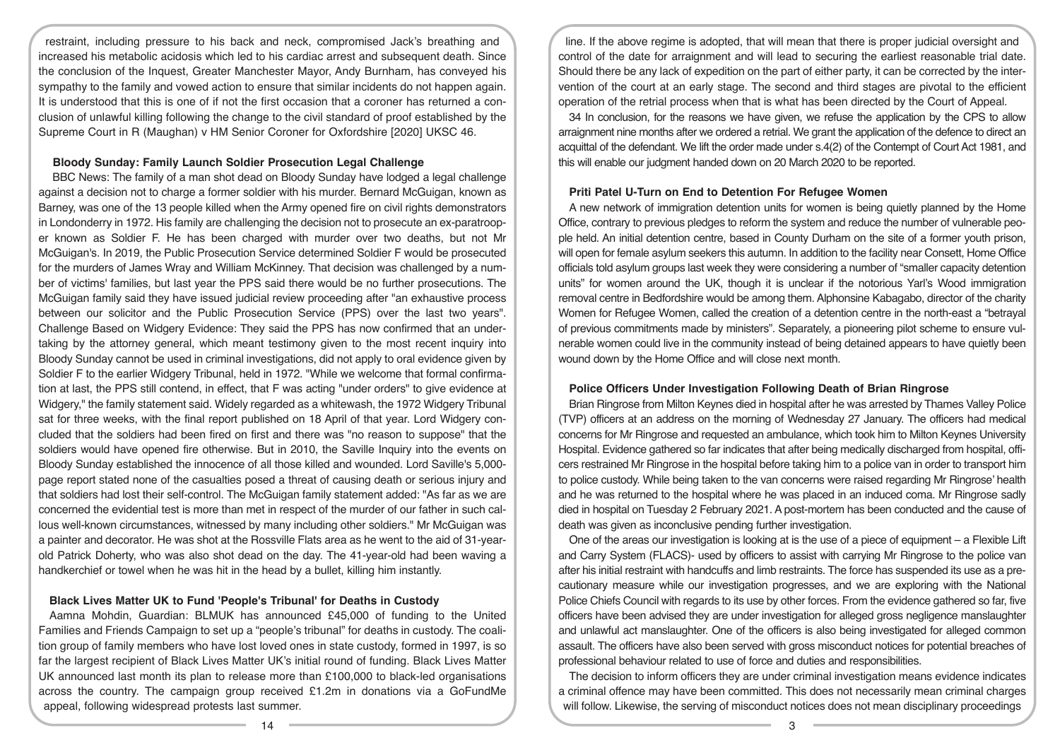restraint, including pressure to his back and neck, compromised Jack's breathing and increased his metabolic acidosis which led to his cardiac arrest and subsequent death. Since the conclusion of the Inquest, Greater Manchester Mayor, Andy Burnham, has conveyed his sympathy to the family and vowed action to ensure that similar incidents do not happen again. It is understood that this is one of if not the first occasion that a coroner has returned a conclusion of unlawful killing following the change to the civil standard of proof established by the Supreme Court in R (Maughan) v HM Senior Coroner for Oxfordshire [2020] UKSC 46.

### Bloody Sunday: Family Launch Soldier Prosecution Legal Challenge

BBC News: The family of a man shot dead on Bloody Sunday have lodged a legal challenge against a decision not to charge a former soldier with his murder. Bernard McGuigan, known as Barney, was one of the 13 people killed when the Army opened fire on civil rights demonstrators in Londonderry in 1972. His family are challenging the decision not to prosecute an ex-paratrooper known as Soldier F. He has been charged with murder over two deaths, but not Mr McGuigan's. In 2019, the Public Prosecution Service determined Soldier F would be prosecuted for the murders of James Wray and William McKinney. That decision was challenged by a number of victims' families, but last year the PPS said there would be no further prosecutions. The McGuigan family said they have issued judicial review proceeding after "an exhaustive process between our solicitor and the Public Prosecution Service (PPS) over the last two years". Challenge Based on Widgery Evidence: They said the PPS has now confirmed that an undertaking by the attorney general, which meant testimony given to the most recent inquiry into Bloody Sunday cannot be used in criminal investigations, did not apply to oral evidence given by Soldier F to the earlier Widgery Tribunal, held in 1972. "While we welcome that formal confirmation at last, the PPS still contend, in effect, that F was acting "under orders" to give evidence at Widgery," the family statement said. Widely regarded as a whitewash, the 1972 Widgery Tribunal sat for three weeks, with the final report published on 18 April of that year. Lord Widgery concluded that the soldiers had been fired on first and there was "no reason to suppose" that the soldiers would have opened fire otherwise. But in 2010, the Saville Inquiry into the events on Bloody Sunday established the innocence of all those killed and wounded. Lord Saville's 5,000-page report stated none of the casualties posed a threat of causing death or serious injury and that soldiers had lost their self-control. The McGuigan family statement added: "As far as we are concerned the evidential test is more than met in respect of the murder of our father in such callous well-known circumstances, witnessed by many including other soldiers." Mr McGuigan was a painter and decorator. He was shot at the Rossville Flats area as he went to the aid of 31-year-old Patrick Doherty, who was also shot dead on the day. The 41-year-old had been waving a handkerchief or towel when he was hit in the head by a bullet, killing him instantly.

### Black Lives Matter UK to Fund 'People's Tribunal' for Deaths in Custody

Aamna Mohdin, Guardian: BLMUK has announced £45,000 of funding to the United Families and Friends Campaign to set up a "people's tribunal" for deaths in custody. The coalition group of family members who have lost loved ones in state custody, formed in 1997, is so far the largest recipient of Black Lives Matter UK's initial round of funding. Black Lives Matter UK announced last month its plan to release more than £100,000 to black-led organisations across the country. The campaign group received £1.2m in donations via a GoFundMe appeal, following widespread protests last summer.

line. If the above regime is adopted, that will mean that there is proper judicial oversight and control of the date for arraignment and will lead to securing the earliest reasonable trial date. Should there be any lack of expedition on the part of either party, it can be corrected by the intervention of the court at an early stage. The second and third stages are pivotal to the efficient operation of the retrial process when that is what has been directed by the Court of Appeal.

34 In conclusion, for the reasons we have given, we refuse the application by the CPS to allow arraignment nine months after we ordered a retrial. We grant the application of the defence to direct an acquittal of the defendant. We lift the order made under s.4(2) of the Contempt of Court Act 1981, and this will enable our judgment handed down on 20 March 2020 to be reported.

### Priti Patel U-Turn on End to Detention For Refugee Women

A new network of immigration detention units for women is being quietly planned by the Home Office, contrary to previous pledges to reform the system and reduce the number of vulnerable people held. An initial detention centre, based in County Durham on the site of a former youth prison, will open for female asylum seekers this autumn. In addition to the facility near Consett, Home Office officials told asylum groups last week they were considering a number of "smaller capacity detention units" for women around the UK, though it is unclear if the notorious Yarl's Wood immigration removal centre in Bedfordshire would be among them. Alphonsine Kabagabo, director of the charity Women for Refugee Women, called the creation of a detention centre in the north-east a "betrayal of previous commitments made by ministers". Separately, a pioneering pilot scheme to ensure vulnerable women could live in the community instead of being detained appears to have quietly been wound down by the Home Office and will close next month.

### Police Officers Under Investigation Following Death of Brian Ringrose

Brian Ringrose from Milton Keynes died in hospital after he was arrested by Thames Valley Police (TVP) officers at an address on the morning of Wednesday 27 January. The officers had medical concerns for Mr Ringrose and requested an ambulance, which took him to Milton Keynes University Hospital. Evidence gathered so far indicates that after being medically discharged from hospital, officers restrained Mr Ringrose in the hospital before taking him to a police van in order to transport him to police custody. While being taken to the van concerns were raised regarding Mr Ringrose' health and he was returned to the hospital where he was placed in an induced coma. Mr Ringrose sadly died in hospital on Tuesday 2 February 2021. A post-mortem has been conducted and the cause of death was given as inconclusive pending further investigation.

One of the areas our investigation is looking at is the use of a piece of equipment – a Flexible Lift and Carry System (FLACS)- used by officers to assist with carrying Mr Ringrose to the police van after his initial restraint with handcuffs and limb restraints. The force has suspended its use as a precautionary measure while our investigation progresses, and we are exploring with the National Police Chiefs Council with regards to its use by other forces. From the evidence gathered so far, five officers have been advised they are under investigation for alleged gross negligence manslaughter and unlawful act manslaughter. One of the officers is also being investigated for alleged common assault. The officers have also been served with gross misconduct notices for potential breaches of professional behaviour related to use of force and duties and responsibilities.

The decision to inform officers they are under criminal investigation means evidence indicates a criminal offence may have been committed. This does not necessarily mean criminal charges will follow. Likewise, the serving of misconduct notices does not mean disciplinary proceedings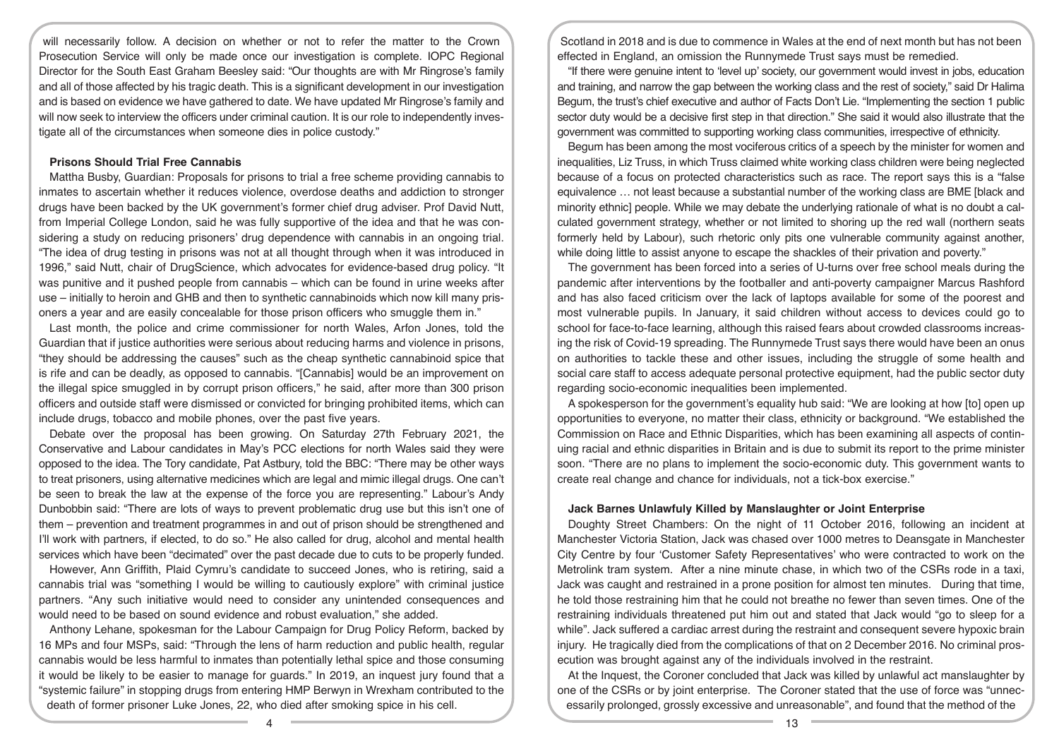will necessarily follow. A decision on whether or not to refer the matter to the Crown Prosecution Service will only be made once our investigation is complete. IOPC Regional Director for the South East Graham Beesley said: "Our thoughts are with Mr Ringrose's family and all of those affected by his tragic death. This is a significant development in our investigation and is based on evidence we have gathered to date. We have updated Mr Ringrose's family and will now seek to interview the officers under criminal caution. It is our role to independently investigate all of the circumstances when someone dies in police custody."

**Prisons Should Trial Free Cannabis**

Mattha Busby, Guardian: Proposals for prisons to trial a free scheme providing cannabis to inmates to ascertain whether it reduces violence, overdose deaths and addiction to stronger drugs have been backed by the UK government's former chief drug adviser. Prof David Nutt, from Imperial College London, said he was fully supportive of the idea and that he was considering a study on reducing prisoners' drug dependence with cannabis in an ongoing trial. "The idea of drug testing in prisons was not at all thought through when it was introduced in 1996," said Nutt, chair of DrugScience, which advocates for evidence-based drug policy. "It was punitive and it pushed people from cannabis – which can be found in urine weeks after use – initially to heroin and GHB and then to synthetic cannabinoids which now kill many prisoners a year and are easily concealable for those prison officers who smuggle them in."

Last month, the police and crime commissioner for north Wales, Arfon Jones, told the Guardian that if justice authorities were serious about reducing harms and violence in prisons, "they should be addressing the causes" such as the cheap synthetic cannabinoid spice that is rife and can be deadly, as opposed to cannabis. "[Cannabis] would be an improvement on the illegal spice smuggled in by corrupt prison officers," he said, after more than 300 prison officers and outside staff were dismissed or convicted for bringing prohibited items, which can include drugs, tobacco and mobile phones, over the past five years.

Debate over the proposal has been growing. On Saturday 27th February 2021, the Conservative and Labour candidates in May's PCC elections for north Wales said they were opposed to the idea. The Tory candidate, Pat Astbury, told the BBC: "There may be other ways to treat prisoners, using alternative medicines which are legal and mimic illegal drugs. One can't be seen to break the law at the expense of the force you are representing." Labour's Andy Dunbobbin said: "There are lots of ways to prevent problematic drug use but this isn't one of them – prevention and treatment programmes in and out of prison should be strengthened and I'll work with partners, if elected, to do so." He also called for drug, alcohol and mental health services which have been "decimated" over the past decade due to cuts to be properly funded.

However, Ann Griffith, Plaid Cymru's candidate to succeed Jones, who is retiring, said a cannabis trial was "something I would be willing to cautiously explore" with criminal justice partners. "Any such initiative would need to consider any unintended consequences and would need to be based on sound evidence and robust evaluation," she added.

Anthony Lehane, spokesman for the Labour Campaign for Drug Policy Reform, backed by 16 MPs and four MSPs, said: "Through the lens of harm reduction and public health, regular cannabis would be less harmful to inmates than potentially lethal spice and those consuming it would be likely to be easier to manage for guards." In 2019, an inquest jury found that a "systemic failure" in stopping drugs from entering HMP Berwyn in Wrexham contributed to the death of former prisoner Luke Jones, 22, who died after smoking spice in his cell.

Scotland in 2018 and is due to commence in Wales at the end of next month but has not been effected in England, an omission the Runnymede Trust says must be remedied.

"If there were genuine intent to 'level up' society, our government would invest in jobs, education and training, and narrow the gap between the working class and the rest of society," said Dr Halima Begum, the trust's chief executive and author of Facts Don't Lie. "Implementing the section 1 public sector duty would be a decisive first step in that direction." She said it would also illustrate that the government was committed to supporting working class communities, irrespective of ethnicity.

Begum has been among the most vociferous critics of a speech by the minister for women and inequalities, Liz Truss, in which Truss claimed white working class children were being neglected because of a focus on protected characteristics such as race. The report says this is a "false equivalence … not least because a substantial number of the working class are BME [black and minority ethnic] people. While we may debate the underlying rationale of what is no doubt a calculated government strategy, whether or not limited to shoring up the red wall (northern seats formerly held by Labour), such rhetoric only pits one vulnerable community against another, while doing little to assist anyone to escape the shackles of their privation and poverty."

The government has been forced into a series of U-turns over free school meals during the pandemic after interventions by the footballer and anti-poverty campaigner Marcus Rashford and has also faced criticism over the lack of laptops available for some of the poorest and most vulnerable pupils. In January, it said children without access to devices could go to school for face-to-face learning, although this raised fears about crowded classrooms increasing the risk of Covid-19 spreading. The Runnymede Trust says there would have been an onus on authorities to tackle these and other issues, including the struggle of some health and social care staff to access adequate personal protective equipment, had the public sector duty regarding socio-economic inequalities been implemented.

A spokesperson for the government's equality hub said: "We are looking at how [to] open up opportunities to everyone, no matter their class, ethnicity or background. "We established the Commission on Race and Ethnic Disparities, which has been examining all aspects of continuing racial and ethnic disparities in Britain and is due to submit its report to the prime minister soon. "There are no plans to implement the socio-economic duty. This government wants to create real change and chance for individuals, not a tick-box exercise."

**Jack Barnes Unlawfully Killed by Manslaughter or Joint Enterprise**

Doughty Street Chambers: On the night of 11 October 2016, following an incident at Manchester Victoria Station, Jack was chased over 1000 metres to Deansgate in Manchester City Centre by four 'Customer Safety Representatives' who were contracted to work on the Metrolink tram system. After a nine minute chase, in which two of the CSRs rode in a taxi, Jack was caught and restrained in a prone position for almost ten minutes. During that time, he told those restraining him that he could not breathe no fewer than seven times. One of the restraining individuals threatened put him out and stated that Jack would "go to sleep for a while". Jack suffered a cardiac arrest during the restraint and consequent severe hypoxic brain injury. He tragically died from the complications of that on 2 December 2016. No criminal prosecution was brought against any of the individuals involved in the restraint.

At the Inquest, the Coroner concluded that Jack was killed by unlawful act manslaughter by one of the CSRs or by joint enterprise. The Coroner stated that the use of force was "unnecessarily prolonged, grossly excessive and unreasonable", and found that the method of the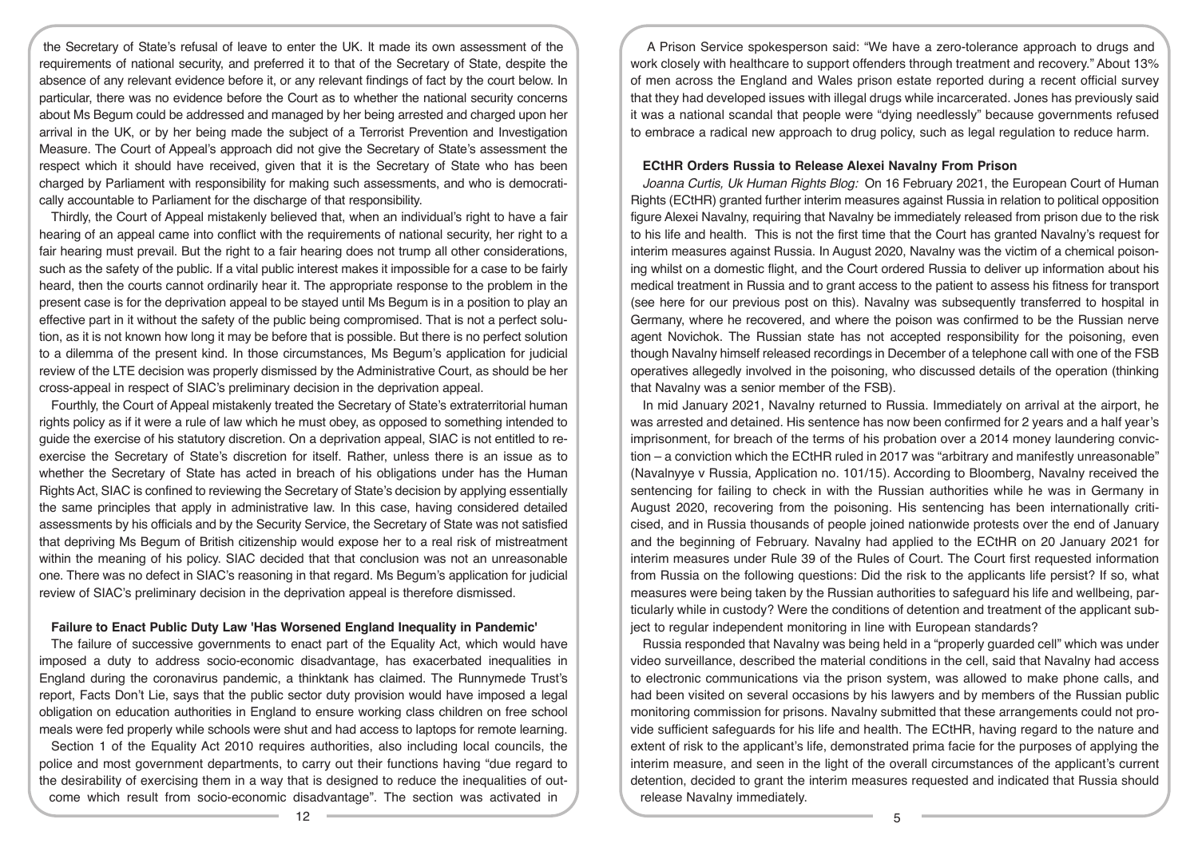the Secretary of State's refusal of leave to enter the UK. It made its own assessment of the requirements of national security, and preferred it to that of the Secretary of State, despite the absence of any relevant evidence before it, or any relevant findings of fact by the court below. In particular, there was no evidence before the Court as to whether the national security concerns about Ms Begum could be addressed and managed by her being arrested and charged upon her arrival in the UK, or by her being made the subject of a Terrorist Prevention and Investigation Measure. The Court of Appeal's approach did not give the Secretary of State's assessment the respect which it should have received, given that it is the Secretary of State who has been charged by Parliament with responsibility for making such assessments, and who is democratically accountable to Parliament for the discharge of that responsibility.

Thirdly, the Court of Appeal mistakenly believed that, when an individual's right to have a fair hearing of an appeal came into conflict with the requirements of national security, her right to a fair hearing must prevail. But the right to a fair hearing does not trump all other considerations, such as the safety of the public. If a vital public interest makes it impossible for a case to be fairly heard, then the courts cannot ordinarily hear it. The appropriate response to the problem in the present case is for the deprivation appeal to be stayed until Ms Begum is in a position to play an effective part in it without the safety of the public being compromised. That is not a perfect solution, as it is not known how long it may be before that is possible. But there is no perfect solution to a dilemma of the present kind. In those circumstances, Ms Begum's application for judicial review of the LTE decision was properly dismissed by the Administrative Court, as should be her cross-appeal in respect of SIAC's preliminary decision in the deprivation appeal.

Fourthly, the Court of Appeal mistakenly treated the Secretary of State's extraterritorial human rights policy as if it were a rule of law which he must obey, as opposed to something intended to guide the exercise of his statutory discretion. On a deprivation appeal, SIAC is not entitled to re-exercise the Secretary of State's discretion for itself. Rather, unless there is an issue as to whether the Secretary of State has acted in breach of his obligations under has the Human Rights Act, SIAC is confined to reviewing the Secretary of State's decision by applying essentially the same principles that apply in administrative law. In this case, having considered detailed assessments by his officials and by the Security Service, the Secretary of State was not satisfied that depriving Ms Begum of British citizenship would expose her to a real risk of mistreatment within the meaning of his policy. SIAC decided that that conclusion was not an unreasonable one. There was no defect in SIAC's reasoning in that regard. Ms Begum's application for judicial review of SIAC's preliminary decision in the deprivation appeal is therefore dismissed.

**Failure to Enact Public Duty Law 'Has Worsened England Inequality in Pandemic'**

The failure of successive governments to enact part of the Equality Act, which would have imposed a duty to address socio-economic disadvantage, has exacerbated inequalities in England during the coronavirus pandemic, a thinktank has claimed. The Runnymede Trust's report, Facts Don't Lie, says that the public sector duty provision would have imposed a legal obligation on education authorities in England to ensure working class children on free school meals were fed properly while schools were shut and had access to laptops for remote learning.

Section 1 of the Equality Act 2010 requires authorities, also including local councils, the police and most government departments, to carry out their functions having "due regard to the desirability of exercising them in a way that is designed to reduce the inequalities of outcome which result from socio-economic disadvantage". The section was activated in

A Prison Service spokesperson said: "We have a zero-tolerance approach to drugs and work closely with healthcare to support offenders through treatment and recovery." About 13% of men across the England and Wales prison estate reported during a recent official survey that they had developed issues with illegal drugs while incarcerated. Jones has previously said it was a national scandal that people were "dying needlessly" because governments refused to embrace a radical new approach to drug policy, such as legal regulation to reduce harm.

**ECtHR Orders Russia to Release Alexei Navalny From Prison**

*Joanna Curtis, Uk Human Rights Blog:* On 16 February 2021, the European Court of Human Rights (ECtHR) granted further interim measures against Russia in relation to political opposition figure Alexei Navalny, requiring that Navalny be immediately released from prison due to the risk to his life and health. This is not the first time that the Court has granted Navalny's request for interim measures against Russia. In August 2020, Navalny was the victim of a chemical poisoning whilst on a domestic flight, and the Court ordered Russia to deliver up information about his medical treatment in Russia and to grant access to the patient to assess his fitness for transport (see here for our previous post on this). Navalny was subsequently transferred to hospital in Germany, where he recovered, and where the poison was confirmed to be the Russian nerve agent Novichok. The Russian state has not accepted responsibility for the poisoning, even though Navalny himself released recordings in December of a telephone call with one of the FSB operatives allegedly involved in the poisoning, who discussed details of the operation (thinking that Navalny was a senior member of the FSB).

In mid January 2021, Navalny returned to Russia. Immediately on arrival at the airport, he was arrested and detained. His sentence has now been confirmed for 2 years and a half year's imprisonment, for breach of the terms of his probation over a 2014 money laundering conviction – a conviction which the ECtHR ruled in 2017 was "arbitrary and manifestly unreasonable" (Navalnyye v Russia, Application no. 101/15). According to Bloomberg, Navalny received the sentencing for failing to check in with the Russian authorities while he was in Germany in August 2020, recovering from the poisoning. His sentencing has been internationally criticised, and in Russia thousands of people joined nationwide protests over the end of January and the beginning of February. Navalny had applied to the ECtHR on 20 January 2021 for interim measures under Rule 39 of the Rules of Court. The Court first requested information from Russia on the following questions: Did the risk to the applicants life persist? If so, what measures were being taken by the Russian authorities to safeguard his life and wellbeing, particularly while in custody? Were the conditions of detention and treatment of the applicant subject to regular independent monitoring in line with European standards?

Russia responded that Navalny was being held in a "properly guarded cell" which was under video surveillance, described the material conditions in the cell, said that Navalny had access to electronic communications via the prison system, was allowed to make phone calls, and had been visited on several occasions by his lawyers and by members of the Russian public monitoring commission for prisons. Navalny submitted that these arrangements could not provide sufficient safeguards for his life and health. The ECtHR, having regard to the nature and extent of risk to the applicant's life, demonstrated prima facie for the purposes of applying the interim measure, and seen in the light of the overall circumstances of the applicant's current detention, decided to grant the interim measures requested and indicated that Russia should release Navalny immediately.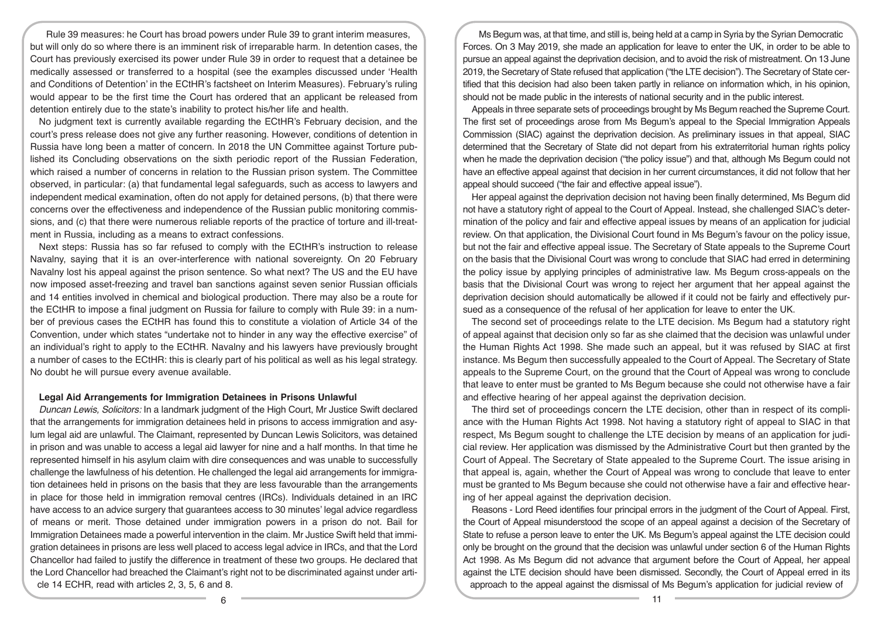Rule 39 measures: he Court has broad powers under Rule 39 to grant interim measures, but will only do so where there is an imminent risk of irreparable harm. In detention cases, the Court has previously exercised its power under Rule 39 in order to request that a detainee be medically assessed or transferred to a hospital (see the examples discussed under 'Health and Conditions of Detention' in the ECtHR's factsheet on Interim Measures). February's ruling would appear to be the first time the Court has ordered that an applicant be released from detention entirely due to the state's inability to protect his/her life and health.

No judgment text is currently available regarding the ECtHR's February decision, and the court's press release does not give any further reasoning. However, conditions of detention in Russia have long been a matter of concern. In 2018 the UN Committee against Torture published its Concluding observations on the sixth periodic report of the Russian Federation, which raised a number of concerns in relation to the Russian prison system. The Committee observed, in particular: (a) that fundamental legal safeguards, such as access to lawyers and independent medical examination, often do not apply for detained persons, (b) that there were concerns over the effectiveness and independence of the Russian public monitoring commissions, and (c) that there were numerous reliable reports of the practice of torture and ill-treatment in Russia, including as a means to extract confessions.

Next steps: Russia has so far refused to comply with the ECtHR's instruction to release Navalny, saying that it is an over-interference with national sovereignty. On 20 February Navalny lost his appeal against the prison sentence. So what next? The US and the EU have now imposed asset-freezing and travel ban sanctions against seven senior Russian officials and 14 entities involved in chemical and biological production. There may also be a route for the ECtHR to impose a final judgment on Russia for failure to comply with Rule 39: in a number of previous cases the ECtHR has found this to constitute a violation of Article 34 of the Convention, under which states "undertake not to hinder in any way the effective exercise" of an individual's right to apply to the ECtHR. Navalny and his lawyers have previously brought a number of cases to the ECtHR: this is clearly part of his political as well as his legal strategy. No doubt he will pursue every avenue available.

## Legal Aid Arrangements for Immigration Detainees in Prisons Unlawful

*Duncan Lewis, Solicitors:* In a landmark judgment of the High Court, Mr Justice Swift declared that the arrangements for immigration detainees held in prisons to access immigration and asylum legal aid are unlawful. The Claimant, represented by Duncan Lewis Solicitors, was detained in prison and was unable to access a legal aid lawyer for nine and a half months. In that time he represented himself in his asylum claim with dire consequences and was unable to successfully challenge the lawfulness of his detention. He challenged the legal aid arrangements for immigration detainees held in prisons on the basis that they are less favourable than the arrangements in place for those held in immigration removal centres (IRCs). Individuals detained in an IRC have access to an advice surgery that guarantees access to 30 minutes' legal advice regardless of means or merit. Those detained under immigration powers in a prison do not. Bail for Immigration Detainees made a powerful intervention in the claim. Mr Justice Swift held that immigration detainees in prisons are less well placed to access legal advice in IRCs, and that the Lord Chancellor had failed to justify the difference in treatment of these two groups. He declared that the Lord Chancellor had breached the Claimant's right not to be discriminated against under article 14 ECHR, read with articles 2, 3, 5, 6 and 8.

Ms Begum was, at that time, and still is, being held at a camp in Syria by the Syrian Democratic Forces. On 3 May 2019, she made an application for leave to enter the UK, in order to be able to pursue an appeal against the deprivation decision, and to avoid the risk of mistreatment. On 13 June 2019, the Secretary of State refused that application ("the LTE decision"). The Secretary of State certified that this decision had also been taken partly in reliance on information which, in his opinion, should not be made public in the interests of national security and in the public interest.

Appeals in three separate sets of proceedings brought by Ms Begum reached the Supreme Court. The first set of proceedings arose from Ms Begum's appeal to the Special Immigration Appeals Commission (SIAC) against the deprivation decision. As preliminary issues in that appeal, SIAC determined that the Secretary of State did not depart from his extraterritorial human rights policy when he made the deprivation decision ("the policy issue") and that, although Ms Begum could not have an effective appeal against that decision in her current circumstances, it did not follow that her appeal should succeed ("the fair and effective appeal issue").

Her appeal against the deprivation decision not having been finally determined, Ms Begum did not have a statutory right of appeal to the Court of Appeal. Instead, she challenged SIAC's determination of the policy and fair and effective appeal issues by means of an application for judicial review. On that application, the Divisional Court found in Ms Begum's favour on the policy issue, but not the fair and effective appeal issue. The Secretary of State appeals to the Supreme Court on the basis that the Divisional Court was wrong to conclude that SIAC had erred in determining the policy issue by applying principles of administrative law. Ms Begum cross-appeals on the basis that the Divisional Court was wrong to reject her argument that her appeal against the deprivation decision should automatically be allowed if it could not be fairly and effectively pursued as a consequence of the refusal of her application for leave to enter the UK.

The second set of proceedings relate to the LTE decision. Ms Begum had a statutory right of appeal against that decision only so far as she claimed that the decision was unlawful under the Human Rights Act 1998. She made such an appeal, but it was refused by SIAC at first instance. Ms Begum then successfully appealed to the Court of Appeal. The Secretary of State appeals to the Supreme Court, on the ground that the Court of Appeal was wrong to conclude that leave to enter must be granted to Ms Begum because she could not otherwise have a fair and effective hearing of her appeal against the deprivation decision.

The third set of proceedings concern the LTE decision, other than in respect of its compliance with the Human Rights Act 1998. Not having a statutory right of appeal to SIAC in that respect, Ms Begum sought to challenge the LTE decision by means of an application for judicial review. Her application was dismissed by the Administrative Court but then granted by the Court of Appeal. The Secretary of State appealed to the Supreme Court. The issue arising in that appeal is, again, whether the Court of Appeal was wrong to conclude that leave to enter must be granted to Ms Begum because she could not otherwise have a fair and effective hearing of her appeal against the deprivation decision.

Reasons - Lord Reed identifies four principal errors in the judgment of the Court of Appeal. First, the Court of Appeal misunderstood the scope of an appeal against a decision of the Secretary of State to refuse a person leave to enter the UK. Ms Begum's appeal against the LTE decision could only be brought on the ground that the decision was unlawful under section 6 of the Human Rights Act 1998. As Ms Begum did not advance that argument before the Court of Appeal, her appeal against the LTE decision should have been dismissed. Secondly, the Court of Appeal erred in its approach to the appeal against the dismissal of Ms Begum's application for judicial review of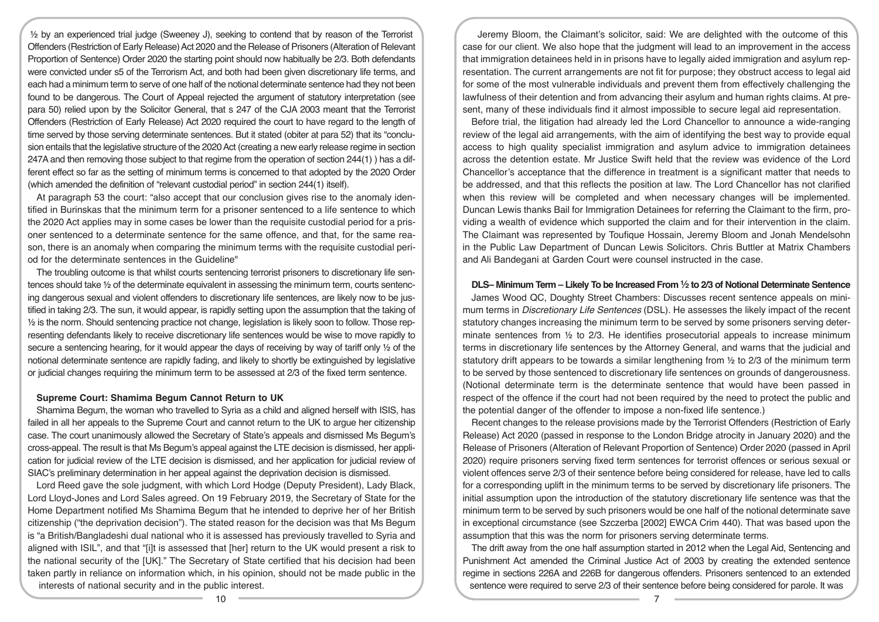½ by an experienced trial judge (Sweeney J), seeking to contend that by reason of the Terrorist Offenders (Restriction of Early Release) Act 2020 and the Release of Prisoners (Alteration of Relevant Proportion of Sentence) Order 2020 the starting point should now habitually be 2/3. Both defendants were convicted under s5 of the Terrorism Act, and both had been given discretionary life terms, and each had a minimum term to serve of one half of the notional determinate sentence had they not been found to be dangerous. The Court of Appeal rejected the argument of statutory interpretation (see para 50) relied upon by the Solicitor General, that s 247 of the CJA 2003 meant that the Terrorist Offenders (Restriction of Early Release) Act 2020 required the court to have regard to the length of time served by those serving determinate sentences. But it stated (obiter at para 52) that its "conclusion entails that the legislative structure of the 2020 Act (creating a new early release regime in section 247A and then removing those subject to that regime from the operation of section 244(1) ) has a different effect so far as the setting of minimum terms is concerned to that adopted by the 2020 Order (which amended the definition of "relevant custodial period" in section 244(1) itself).

At paragraph 53 the court: "also accept that our conclusion gives rise to the anomaly identified in Burinskas that the minimum term for a prisoner sentenced to a life sentence to which the 2020 Act applies may in some cases be lower than the requisite custodial period for a prisoner sentenced to a determinate sentence for the same offence, and that, for the same reason, there is an anomaly when comparing the minimum terms with the requisite custodial period for the determinate sentences in the Guideline"

The troubling outcome is that whilst courts sentencing terrorist prisoners to discretionary life sentences should take ½ of the determinate equivalent in assessing the minimum term, courts sentencing dangerous sexual and violent offenders to discretionary life sentences, are likely now to be justified in taking 2/3. The sun, it would appear, is rapidly setting upon the assumption that the taking of ½ is the norm. Should sentencing practice not change, legislation is likely soon to follow. Those representing defendants likely to receive discretionary life sentences would be wise to move rapidly to secure a sentencing hearing, for it would appear the days of receiving by way of tariff only ½ of the notional determinate sentence are rapidly fading, and likely to shortly be extinguished by legislative or judicial changes requiring the minimum term to be assessed at 2/3 of the fixed term sentence.

**Supreme Court: Shamima Begum Cannot Return to UK**

Shamima Begum, the woman who travelled to Syria as a child and aligned herself with ISIS, has failed in all her appeals to the Supreme Court and cannot return to the UK to argue her citizenship case. The court unanimously allowed the Secretary of State's appeals and dismissed Ms Begum's cross-appeal. The result is that Ms Begum's appeal against the LTE decision is dismissed, her application for judicial review of the LTE decision is dismissed, and her application for judicial review of SIAC's preliminary determination in her appeal against the deprivation decision is dismissed.

Lord Reed gave the sole judgment, with which Lord Hodge (Deputy President), Lady Black, Lord Lloyd-Jones and Lord Sales agreed. On 19 February 2019, the Secretary of State for the Home Department notified Ms Shamima Begum that he intended to deprive her of her British citizenship ("the deprivation decision"). The stated reason for the decision was that Ms Begum is "a British/Bangladeshi dual national who it is assessed has previously travelled to Syria and aligned with ISIL", and that "[i]t is assessed that [her] return to the UK would present a risk to the national security of the [UK]." The Secretary of State certified that his decision had been taken partly in reliance on information which, in his opinion, should not be made public in the interests of national security and in the public interest.

Jeremy Bloom, the Claimant's solicitor, said: We are delighted with the outcome of this case for our client. We also hope that the judgment will lead to an improvement in the access that immigration detainees held in in prisons have to legally aided immigration and asylum representation. The current arrangements are not fit for purpose; they obstruct access to legal aid for some of the most vulnerable individuals and prevent them from effectively challenging the lawfulness of their detention and from advancing their asylum and human rights claims. At present, many of these individuals find it almost impossible to secure legal aid representation.

Before trial, the litigation had already led the Lord Chancellor to announce a wide-ranging review of the legal aid arrangements, with the aim of identifying the best way to provide equal access to high quality specialist immigration and asylum advice to immigration detainees across the detention estate. Mr Justice Swift held that the review was evidence of the Lord Chancellor's acceptance that the difference in treatment is a significant matter that needs to be addressed, and that this reflects the position at law. The Lord Chancellor has not clarified when this review will be completed and when necessary changes will be implemented. Duncan Lewis thanks Bail for Immigration Detainees for referring the Claimant to the firm, providing a wealth of evidence which supported the claim and for their intervention in the claim. The Claimant was represented by Toufique Hossain, Jeremy Bloom and Jonah Mendelsohn in the Public Law Department of Duncan Lewis Solicitors. Chris Buttler at Matrix Chambers and Ali Bandegani at Garden Court were counsel instructed in the case.

**DLS– Minimum Term – Likely To be Increased From ½ to 2/3 of Notional Determinate Sentence**

James Wood QC, Doughty Street Chambers: Discusses recent sentence appeals on minimum terms in *Discretionary Life Sentences* (DSL). He assesses the likely impact of the recent statutory changes increasing the minimum term to be served by some prisoners serving determinate sentences from ½ to 2/3. He identifies prosecutorial appeals to increase minimum terms in discretionary life sentences by the Attorney General, and warns that the judicial and statutory drift appears to be towards a similar lengthening from ½ to 2/3 of the minimum term to be served by those sentenced to discretionary life sentences on grounds of dangerousness. (Notional determinate term is the determinate sentence that would have been passed in respect of the offence if the court had not been required by the need to protect the public and the potential danger of the offender to impose a non-fixed life sentence.)

Recent changes to the release provisions made by the Terrorist Offenders (Restriction of Early Release) Act 2020 (passed in response to the London Bridge atrocity in January 2020) and the Release of Prisoners (Alteration of Relevant Proportion of Sentence) Order 2020 (passed in April 2020) require prisoners serving fixed term sentences for terrorist offences or serious sexual or violent offences serve 2/3 of their sentence before being considered for release, have led to calls for a corresponding uplift in the minimum terms to be served by discretionary life prisoners. The initial assumption upon the introduction of the statutory discretionary life sentence was that the minimum term to be served by such prisoners would be one half of the notional determinate save in exceptional circumstance (see Szczerba [2002] EWCA Crim 440). That was based upon the assumption that this was the norm for prisoners serving determinate terms.

The drift away from the one half assumption started in 2012 when the Legal Aid, Sentencing and Punishment Act amended the Criminal Justice Act of 2003 by creating the extended sentence regime in sections 226A and 226B for dangerous offenders. Prisoners sentenced to an extended sentence were required to serve 2/3 of their sentence before being considered for parole. It was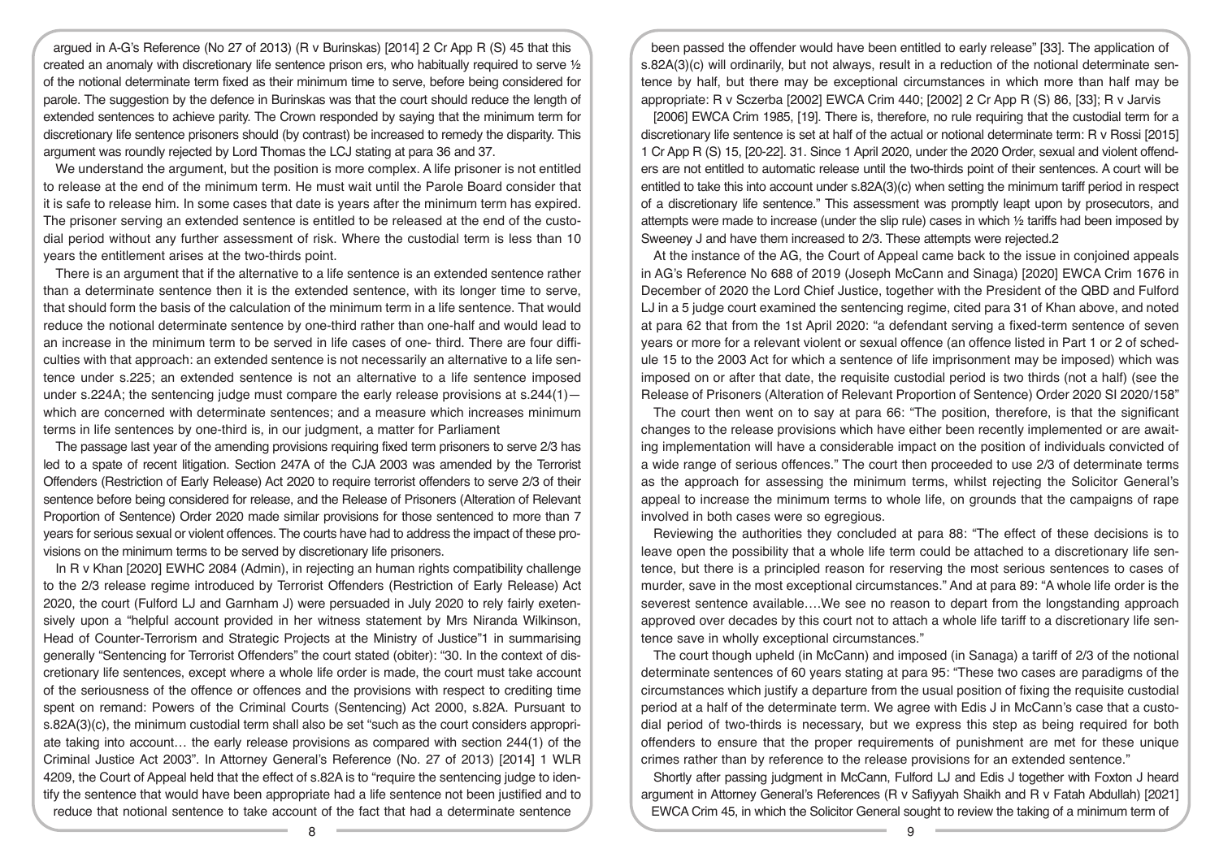argued in A-G's Reference (No 27 of 2013) (R v Burinskas) [2014] 2 Cr App R (S) 45 that this created an anomaly with discretionary life sentence prison ers, who habitually required to serve ½ of the notional determinate term fixed as their minimum time to serve, before being considered for parole. The suggestion by the defence in Burinskas was that the court should reduce the length of extended sentences to achieve parity. The Crown responded by saying that the minimum term for discretionary life sentence prisoners should (by contrast) be increased to remedy the disparity. This argument was roundly rejected by Lord Thomas the LCJ stating at para 36 and 37.

We understand the argument, but the position is more complex. A life prisoner is not entitled to release at the end of the minimum term. He must wait until the Parole Board consider that it is safe to release him. In some cases that date is years after the minimum term has expired. The prisoner serving an extended sentence is entitled to be released at the end of the custodial period without any further assessment of risk. Where the custodial term is less than 10 years the entitlement arises at the two-thirds point.

There is an argument that if the alternative to a life sentence is an extended sentence rather than a determinate sentence then it is the extended sentence, with its longer time to serve, that should form the basis of the calculation of the minimum term in a life sentence. That would reduce the notional determinate sentence by one-third rather than one-half and would lead to an increase in the minimum term to be served in life cases of one- third. There are four difficulties with that approach: an extended sentence is not necessarily an alternative to a life sentence under s.225; an extended sentence is not an alternative to a life sentence imposed under s.224A; the sentencing judge must compare the early release provisions at s.244(1)—which are concerned with determinate sentences; and a measure which increases minimum terms in life sentences by one-third is, in our judgment, a matter for Parliament

The passage last year of the amending provisions requiring fixed term prisoners to serve 2/3 has led to a spate of recent litigation. Section 247A of the CJA 2003 was amended by the Terrorist Offenders (Restriction of Early Release) Act 2020 to require terrorist offenders to serve 2/3 of their sentence before being considered for release, and the Release of Prisoners (Alteration of Relevant Proportion of Sentence) Order 2020 made similar provisions for those sentenced to more than 7 years for serious sexual or violent offences. The courts have had to address the impact of these provisions on the minimum terms to be served by discretionary life prisoners.

In R v Khan [2020] EWHC 2084 (Admin), in rejecting an human rights compatibility challenge to the 2/3 release regime introduced by Terrorist Offenders (Restriction of Early Release) Act 2020, the court (Fulford LJ and Garnham J) were persuaded in July 2020 to rely fairly exetensively upon a "helpful account provided in her witness statement by Mrs Niranda Wilkinson, Head of Counter-Terrorism and Strategic Projects at the Ministry of Justice"1 in summarising generally "Sentencing for Terrorist Offenders" the court stated (obiter): "30. In the context of discretionary life sentences, except where a whole life order is made, the court must take account of the seriousness of the offence or offences and the provisions with respect to crediting time spent on remand: Powers of the Criminal Courts (Sentencing) Act 2000, s.82A. Pursuant to s.82A(3)(c), the minimum custodial term shall also be set "such as the court considers appropriate taking into account… the early release provisions as compared with section 244(1) of the Criminal Justice Act 2003". In Attorney General's Reference (No. 27 of 2013) [2014] 1 WLR 4209, the Court of Appeal held that the effect of s.82A is to "require the sentencing judge to identify the sentence that would have been appropriate had a life sentence not been justified and to reduce that notional sentence to take account of the fact that had a determinate sentence been passed the offender would have been entitled to early release" [33]. The application of s.82A(3)(c) will ordinarily, but not always, result in a reduction of the notional determinate sentence by half, but there may be exceptional circumstances in which more than half may be appropriate: R v Sczerba [2002] EWCA Crim 440; [2002] 2 Cr App R (S) 86, [33]; R v Jarvis [2006] EWCA Crim 1985, [19]. There is, therefore, no rule requiring that the custodial term for a discretionary life sentence is set at half of the actual or notional determinate term: R v Rossi [2015] 1 Cr App R (S) 15, [20-22]. 31. Since 1 April 2020, under the 2020 Order, sexual and violent offenders are not entitled to automatic release until the two-thirds point of their sentences. A court will be entitled to take this into account under s.82A(3)(c) when setting the minimum tariff period in respect of a discretionary life sentence." This assessment was promptly leapt upon by prosecutors, and attempts were made to increase (under the slip rule) cases in which ½ tariffs had been imposed by Sweeney J and have them increased to 2/3. These attempts were rejected.2

At the instance of the AG, the Court of Appeal came back to the issue in conjoined appeals in AG's Reference No 688 of 2019 (Joseph McCann and Sinaga) [2020] EWCA Crim 1676 in December of 2020 the Lord Chief Justice, together with the President of the QBD and Fulford LJ in a 5 judge court examined the sentencing regime, cited para 31 of Khan above, and noted at para 62 that from the 1st April 2020: "a defendant serving a fixed-term sentence of seven years or more for a relevant violent or sexual offence (an offence listed in Part 1 or 2 of schedule 15 to the 2003 Act for which a sentence of life imprisonment may be imposed) which was imposed on or after that date, the requisite custodial period is two thirds (not a half) (see the Release of Prisoners (Alteration of Relevant Proportion of Sentence) Order 2020 SI 2020/158"

The court then went on to say at para 66: "The position, therefore, is that the significant changes to the release provisions which have either been recently implemented or are awaiting implementation will have a considerable impact on the position of individuals convicted of a wide range of serious offences." The court then proceeded to use 2/3 of determinate terms as the approach for assessing the minimum terms, whilst rejecting the Solicitor General's appeal to increase the minimum terms to whole life, on grounds that the campaigns of rape involved in both cases were so egregious.

Reviewing the authorities they concluded at para 88: "The effect of these decisions is to leave open the possibility that a whole life term could be attached to a discretionary life sentence, but there is a principled reason for reserving the most serious sentences to cases of murder, save in the most exceptional circumstances." And at para 89: "A whole life order is the severest sentence available….We see no reason to depart from the longstanding approach approved over decades by this court not to attach a whole life tariff to a discretionary life sentence save in wholly exceptional circumstances."

The court though upheld (in McCann) and imposed (in Sanaga) a tariff of 2/3 of the notional determinate sentences of 60 years stating at para 95: "These two cases are paradigms of the circumstances which justify a departure from the usual position of fixing the requisite custodial period at a half of the determinate term. We agree with Edis J in McCann's case that a custodial period of two-thirds is necessary, but we express this step as being required for both offenders to ensure that the proper requirements of punishment are met for these unique crimes rather than by reference to the release provisions for an extended sentence."

Shortly after passing judgment in McCann, Fulford LJ and Edis J together with Foxton J heard argument in Attorney General's References (R v Safiyyah Shaikh and R v Fatah Abdullah) [2021] EWCA Crim 45, in which the Solicitor General sought to review the taking of a minimum term of